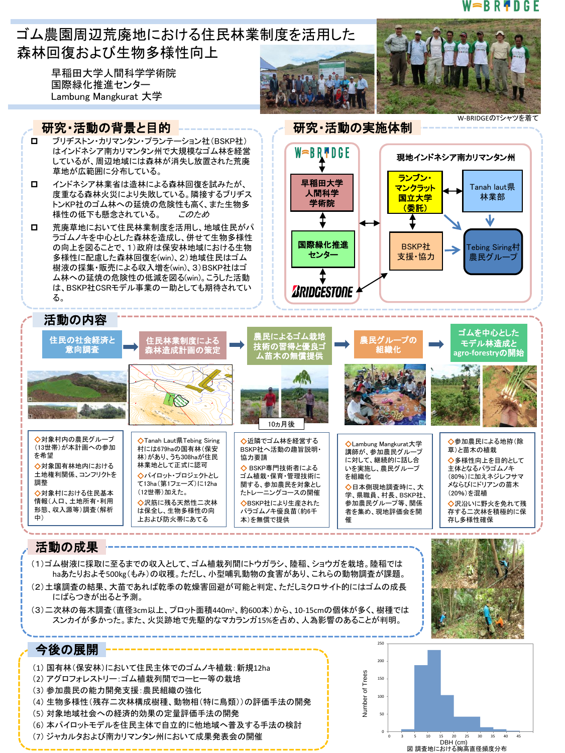# ゴム農園周辺荒廃地における住民林業制度を活用した森林回復および生物多様性向上

早稲田大学人間科学学術院
国際緑化推進センター
Lambung Mangkurat 大学

W-BRIDGEのTシャツを着て

## 研究・活動の背景と目的

- ブリヂストン・カリマンタン・プランテーション社（BSKP社）はインドネシア南カリマンタン州で大規模なゴム林を経営しているが、周辺地域には森林が消失し放置された荒廃草地が広範囲に分布している。
- インドネシア林業省は造林による森林回復を試みたが、度重なる森林火災により失敗している。隣接するブリヂストンKP社のゴム林への延焼の危険性も高く、また生物多様性の低下も懸念されている。　このため
- 荒廃草地において住民林業制度を活用し、地域住民がパラゴムノキを中心とした森林を造成し、併せて生物多様性の向上を図ることで、1）政府は保安林地域における生物多様性に配慮した森林回復を(win)、2）地域住民はゴム樹液の採集・販売による収入増を(win)、3）BSKP社はゴム林への延焼の危険性の低減を図る(win)。こうした活動は、BSKP社CSRモデル事業の一助としても期待されている。

## 研究・活動の実施体制

W-BRIDGE ⇔ 早稲田大学 人間科学学術院 ⇔ 国際緑化推進センター ⇔ BRIDGESTONE

現地インドネシア南カリマンタン州
- ランブン・マンクラット国立大学（委託） ⇔ Tanah laut県 林業部
- BSKP社 支援・協力
- Tebing Siring村 農民グループ

## 活動の内容

住民の社会経済と意向調査 → 住民林業制度による森林造成計画の策定 → 農民によるゴム栽培技術の習得と優良ゴム苗木の無償提供 → 農民グループの組織化 → ゴムを中心としたモデル林造成とagro-forestryの開始

10カ月後

**住民の社会経済と意向調査**
- ◇対象村内の農民グループ（13世帯）が本計画への参加を希望
- ◇対象国有林地内における土地権利関係、コンフリクトを調整
- ◇対象村における住民基本情報（人口、土地所有・利用形態、収入源等）調査（解析中）

**住民林業制度による森林造成計画の策定**
- ◇Tanah Laut県Tebing Siring村には679haの国有林（保安林）があり、うち308haが住民林業地として正式に認可
- ◇パイロット・プロジェクトとして13ha（第1フェーズ）に12ha（12世帯）加えた。
- ◇沢筋に残る天然性二次林は保全し、生物多様性の向上および防火帯にあてる

**農民によるゴム栽培技術の習得と優良ゴム苗木の無償提供**
- ◇近隣でゴム林を経営するBSKP社へ活動の趣旨説明・協力要請
- ◇ BSKP専門技術者によるゴム植栽・保育・管理技術に関する、参加農民を対象としたトレーニングコースの開催
- ◇BSKP社により生産されたパラゴムノキ優良苗（約6千本）を無償で提供

**農民グループの組織化**
- ◇Lambung Mangkurat大学講師が、参加農民グループに対して、継続的に話し合いを実施し、農民グループを組織化
- ◇日本側現地調査時に、大学、県職員、村長、BSKP社、参加農民グループ等、関係者を集め、現地評価会を開催

**ゴムを中心としたモデル林造成とagro-forestryの開始**
- ◇参加農民による地拵（除草）と苗木の植栽
- ◇多様性向上を目的として主体となるパラゴムノキ（80%）に加えネジレフサマメならびにドリアンの苗木（20%）を混植
- ◇沢沿いに野火を免れて残存する二次林を積極的に保存し多様性確保

## 活動の成果

（1）ゴム樹液に採取に至るまでの収入として、ゴム植栽列間にトウガラシ、陸稲、ショウガを栽培。陸稲ではhaあたりおよそ500kg（もみ）の収穫。ただし、小型哺乳動物の食害があり、これらの動物調査が課題。

（2）土壌調査の結果、大苗であれば乾季の乾燥害回避が可能と判定、ただしミクロサイト的にはゴムの成長にばらつきが出ると予測。

（3）二次林の毎木調査（直径3cm以上、プロット面積440m²、約600本）から、10-15cmの個体が多く、樹種ではスンカイが多かった。また、火災跡地で先駆的なマカランガ15%を占め、人為影響のあることが判明。

## 今後の展開

（1）国有林（保安林）において住民主体でのゴムノキ植栽：新規12ha
（2）アグロフォレストリー：ゴム植栽列間でコーヒー等の栽培
（3）参加農民の能力開発支援：農民組織の強化
（4）生物多様性（残存二次林構成樹種、動物相（特に鳥類））の評価手法の開発
（5）対象地域社会への経済的効果の定量評価手法の開発
（6）本パイロットモデルを住民主体で自立的に他地域へ普及する手法の検討
（7）ジャカルタおよび南カリマンタン州において成果発表会の開催

図 調査地における胸高直径頻度分布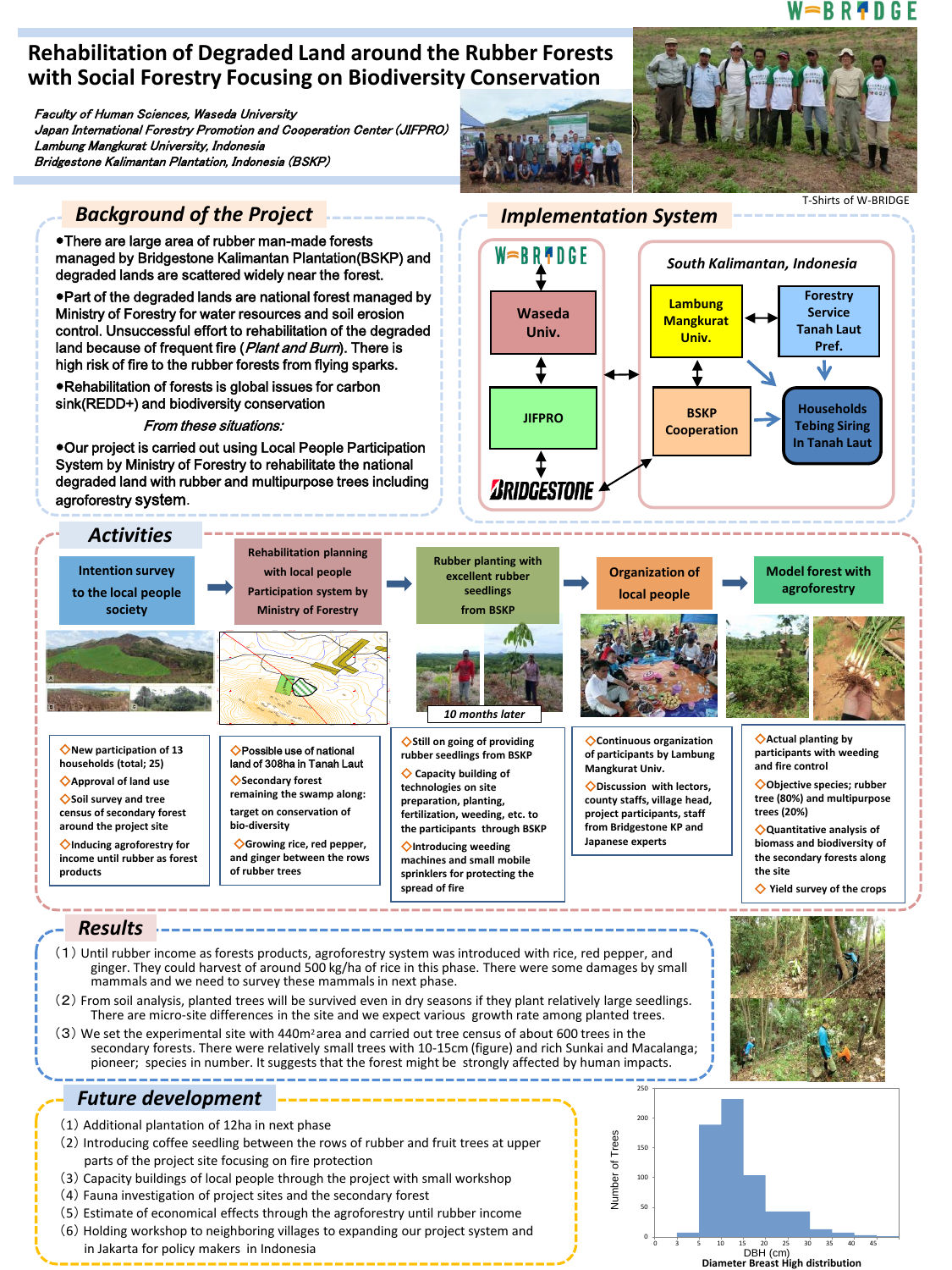W=BRIDGE

# Rehabilitation of Degraded Land around the Rubber Forests with Social Forestry Focusing on Biodiversity Conservation

*Faculty of Human Sciences, Waseda University*
*Japan International Forestry Promotion and Cooperation Center (JIFPRO)*
*Lambung Mangkurat University, Indonesia*
*Bridgestone Kalimantan Plantation, Indonesia (BSKP)*

T-Shirts of W-BRIDGE

## Background of the Project

- There are large area of rubber man-made forests managed by Bridgestone Kalimantan Plantation(BSKP) and degraded lands are scattered widely near the forest.
- Part of the degraded lands are national forest managed by Ministry of Forestry for water resources and soil erosion control. Unsuccessful effort to rehabilitation of the degraded land because of frequent fire (*Plant and Burn*). There is high risk of fire to the rubber forests from flying sparks.
- Rehabilitation of forests is global issues for carbon sink(REDD+) and biodiversity conservation

*From these situations:*

- Our project is carried out using Local People Participation System by Ministry of Forestry to rehabilitate the national degraded land with rubber and multipurpose trees including agroforestry system.

## Implementation System

W=BRIDGE: Waseda Univ. ↔ JIFPRO ↔ BRIDGESTONE

South Kalimantan, Indonesia: Lambung Mangkurat Univ. ↔ Forestry Service Tanah Laut Pref.; BSKP Cooperation → Households Tebing Siring In Tanah Laut

## Activities

Intention survey to the local people society → Rehabilitation planning with local people Participation system by Ministry of Forestry → Rubber planting with excellent rubber seedlings from BSKP → Organization of local people → Model forest with agroforestry

10 months later

**Intention survey to the local people society**
- ◇New participation of 13 households (total; 25)
- ◇Approval of land use
- ◇Soil survey and tree census of secondary forest around the project site
- ◇Inducing agroforestry for income until rubber as forest products

**Rehabilitation planning**
- ◇Possible use of national land of 308ha in Tanah Laut
- ◇Secondary forest remaining the swamp along: target on conservation of bio-diversity
- ◇Growing rice, red pepper, and ginger between the rows of rubber trees

**Rubber planting**
- ◇Still on going of providing rubber seedlings from BSKP
- ◇ Capacity building of technologies on site preparation, planting, fertilization, weeding, etc. to the participants through BSKP
- ◇Introducing weeding machines and small mobile sprinklers for protecting the spread of fire

**Organization of local people**
- ◇Continuous organization of participants by Lambung Mangkurat Univ.
- ◇Discussion with lectors, county staffs, village head, project participants, staff from Bridgestone KP and Japanese experts

**Model forest with agroforestry**
- ◇Actual planting by participants with weeding and fire control
- ◇Objective species; rubber tree (80%) and multipurpose trees (20%)
- ◇Quantitative analysis of biomass and biodiversity of the secondary forests along the site
- ◇ Yield survey of the crops

## Results

(1) Until rubber income as forests products, agroforestry system was introduced with rice, red pepper, and ginger. They could harvest of around 500 kg/ha of rice in this phase. There were some damages by small mammals and we need to survey these mammals in next phase.

(2) From soil analysis, planted trees will be survived even in dry seasons if they plant relatively large seedlings. There are micro-site differences in the site and we expect various growth rate among planted trees.

(3) We set the experimental site with 440m² area and carried out tree census of about 600 trees in the secondary forests. There were relatively small trees with 10-15cm (figure) and rich Sunkai and Macalanga; pioneer; species in number. It suggests that the forest might be strongly affected by human impacts.

## Future development

(1) Additional plantation of 12ha in next phase
(2) Introducing coffee seedling between the rows of rubber and fruit trees at upper parts of the project site focusing on fire protection
(3) Capacity buildings of local people through the project with small workshop
(4) Fauna investigation of project sites and the secondary forest
(5) Estimate of economical effects through the agroforestry until rubber income
(6) Holding workshop to neighboring villages to expanding our project system and in Jakarta for policy makers in Indonesia

Number of Trees
250
200
150
100
50
0
0 3 5 10 15 20 25 30 35 40 45
DBH (cm)
Diameter Breast High distribution